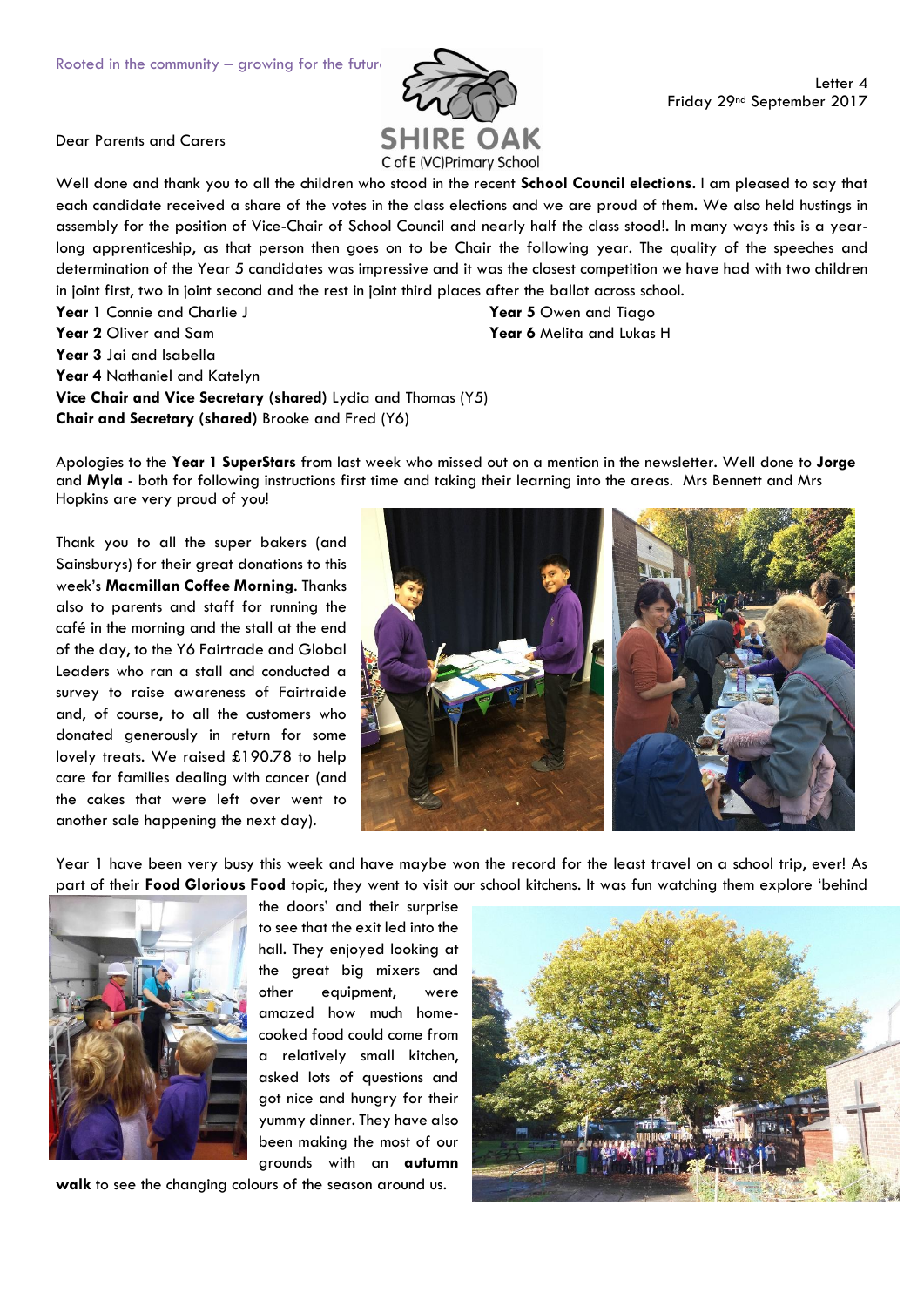Rooted in the community – growing for the future

SHIRE OAK
C of E (VC) Primary School

Letter 4
Friday 29nd September 2017

Dear Parents and Carers

Well done and thank you to all the children who stood in the recent **School Council elections**. I am pleased to say that each candidate received a share of the votes in the class elections and we are proud of them. We also held hustings in assembly for the position of Vice-Chair of School Council and nearly half the class stood!. In many ways this is a year-long apprenticeship, as that person then goes on to be Chair the following year. The quality of the speeches and determination of the Year 5 candidates was impressive and it was the closest competition we have had with two children in joint first, two in joint second and the rest in joint third places after the ballot across school.

**Year 1** Connie and Charlie J
**Year 2** Oliver and Sam
**Year 3** Jai and Isabella
**Year 4** Nathaniel and Katelyn
**Year 5** Owen and Tiago
**Year 6** Melita and Lukas H
**Vice Chair and Vice Secretary (shared)** Lydia and Thomas (Y5)
**Chair and Secretary (shared)** Brooke and Fred (Y6)

Apologies to the **Year 1 SuperStars** from last week who missed out on a mention in the newsletter. Well done to **Jorge** and **Myla** - both for following instructions first time and taking their learning into the areas. Mrs Bennett and Mrs Hopkins are very proud of you!

Thank you to all the super bakers (and Sainsburys) for their great donations to this week's **Macmillan Coffee Morning**. Thanks also to parents and staff for running the café in the morning and the stall at the end of the day, to the Y6 Fairtrade and Global Leaders who ran a stall and conducted a survey to raise awareness of Fairtraide and, of course, to all the customers who donated generously in return for some lovely treats. We raised £190.78 to help care for families dealing with cancer (and the cakes that were left over went to another sale happening the next day).

Year 1 have been very busy this week and have maybe won the record for the least travel on a school trip, ever! As part of their **Food Glorious Food** topic, they went to visit our school kitchens. It was fun watching them explore 'behind the doors' and their surprise to see that the exit led into the hall. They enjoyed looking at the great big mixers and other equipment, were amazed how much home-cooked food could come from a relatively small kitchen, asked lots of questions and got nice and hungry for their yummy dinner. They have also been making the most of our grounds with an **autumn walk** to see the changing colours of the season around us.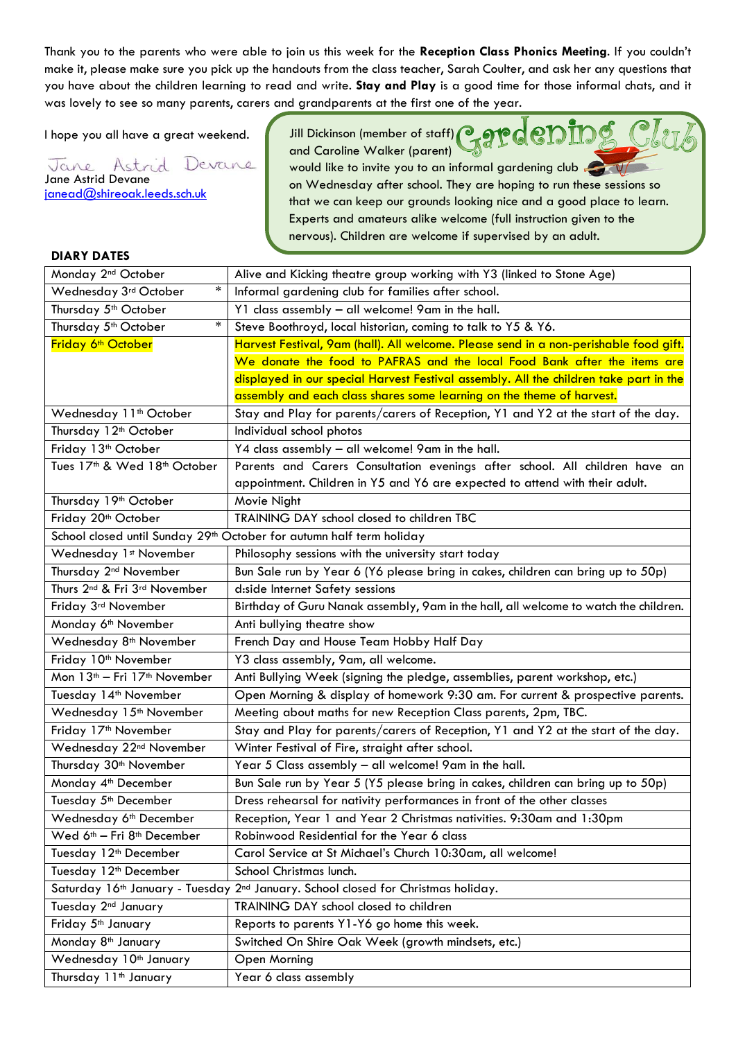Thank you to the parents who were able to join us this week for the **Reception Class Phonics Meeting**. If you couldn't make it, please make sure you pick up the handouts from the class teacher, Sarah Coulter, and ask her any questions that you have about the children learning to read and write. **Stay and Play** is a good time for those informal chats, and it was lovely to see so many parents, carers and grandparents at the first one of the year.

I hope you all have a great weekend.

Jane Astrid Devane
Jane Astrid Devane
janead@shireoak.leeds.sch.uk

## Gardening Club

Jill Dickinson (member of staff) and Caroline Walker (parent) would like to invite you to an informal gardening club on Wednesday after school. They are hoping to run these sessions so that we can keep our grounds looking nice and a good place to learn. Experts and amateurs alike welcome (full instruction given to the nervous). Children are welcome if supervised by an adult.

**DIARY DATES**

| Date | Event |
|---|---|
| Monday 2nd October | Alive and Kicking theatre group working with Y3 (linked to Stone Age) |
| Wednesday 3rd October * | Informal gardening club for families after school. |
| Thursday 5th October | Y1 class assembly – all welcome! 9am in the hall. |
| Thursday 5th October * | Steve Boothroyd, local historian, coming to talk to Y5 & Y6. |
| Friday 6th October | Harvest Festival, 9am (hall). All welcome. Please send in a non-perishable food gift. We donate the food to PAFRAS and the local Food Bank after the items are displayed in our special Harvest Festival assembly. All the children take part in the assembly and each class shares some learning on the theme of harvest. |
| Wednesday 11th October | Stay and Play for parents/carers of Reception, Y1 and Y2 at the start of the day. |
| Thursday 12th October | Individual school photos |
| Friday 13th October | Y4 class assembly – all welcome! 9am in the hall. |
| Tues 17th & Wed 18th October | Parents and Carers Consultation evenings after school. All children have an appointment. Children in Y5 and Y6 are expected to attend with their adult. |
| Thursday 19th October | Movie Night |
| Friday 20th October | TRAINING DAY school closed to children TBC |
| School closed until Sunday 29th October for autumn half term holiday | |
| Wednesday 1st November | Philosophy sessions with the university start today |
| Thursday 2nd November | Bun Sale run by Year 6 (Y6 please bring in cakes, children can bring up to 50p) |
| Thurs 2nd & Fri 3rd November | d:side Internet Safety sessions |
| Friday 3rd November | Birthday of Guru Nanak assembly, 9am in the hall, all welcome to watch the children. |
| Monday 6th November | Anti bullying theatre show |
| Wednesday 8th November | French Day and House Team Hobby Half Day |
| Friday 10th November | Y3 class assembly, 9am, all welcome. |
| Mon 13th – Fri 17th November | Anti Bullying Week (signing the pledge, assemblies, parent workshop, etc.) |
| Tuesday 14th November | Open Morning & display of homework 9:30 am. For current & prospective parents. |
| Wednesday 15th November | Meeting about maths for new Reception Class parents, 2pm, TBC. |
| Friday 17th November | Stay and Play for parents/carers of Reception, Y1 and Y2 at the start of the day. |
| Wednesday 22nd November | Winter Festival of Fire, straight after school. |
| Thursday 30th November | Year 5 Class assembly – all welcome! 9am in the hall. |
| Monday 4th December | Bun Sale run by Year 5 (Y5 please bring in cakes, children can bring up to 50p) |
| Tuesday 5th December | Dress rehearsal for nativity performances in front of the other classes |
| Wednesday 6th December | Reception, Year 1 and Year 2 Christmas nativities. 9:30am and 1:30pm |
| Wed 6th – Fri 8th December | Robinwood Residential for the Year 6 class |
| Tuesday 12th December | Carol Service at St Michael's Church 10:30am, all welcome! |
| Tuesday 12th December | School Christmas lunch. |
| Saturday 16th January - Tuesday 2nd January. School closed for Christmas holiday. | |
| Tuesday 2nd January | TRAINING DAY school closed to children |
| Friday 5th January | Reports to parents Y1-Y6 go home this week. |
| Monday 8th January | Switched On Shire Oak Week (growth mindsets, etc.) |
| Wednesday 10th January | Open Morning |
| Thursday 11th January | Year 6 class assembly |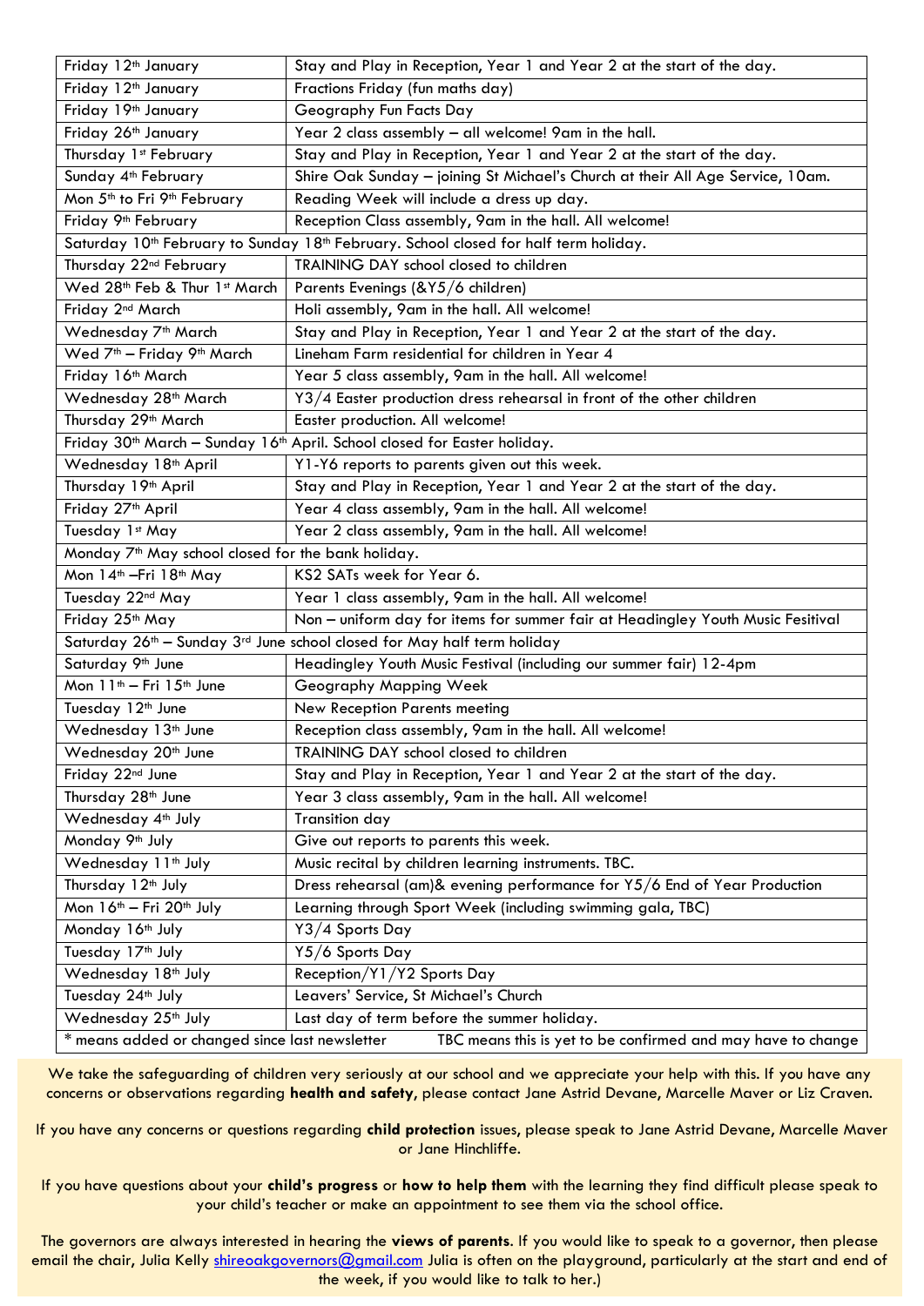| | |
|---|---|
| Friday 12th January | Stay and Play in Reception, Year 1 and Year 2 at the start of the day. |
| Friday 12th January | Fractions Friday (fun maths day) |
| Friday 19th January | Geography Fun Facts Day |
| Friday 26th January | Year 2 class assembly – all welcome! 9am in the hall. |
| Thursday 1st February | Stay and Play in Reception, Year 1 and Year 2 at the start of the day. |
| Sunday 4th February | Shire Oak Sunday – joining St Michael's Church at their All Age Service, 10am. |
| Mon 5th to Fri 9th February | Reading Week will include a dress up day. |
| Friday 9th February | Reception Class assembly, 9am in the hall. All welcome! |
| Saturday 10th February to Sunday 18th February. School closed for half term holiday. | |
| Thursday 22nd February | TRAINING DAY school closed to children |
| Wed 28th Feb & Thur 1st March | Parents Evenings (&Y5/6 children) |
| Friday 2nd March | Holi assembly, 9am in the hall. All welcome! |
| Wednesday 7th March | Stay and Play in Reception, Year 1 and Year 2 at the start of the day. |
| Wed 7th – Friday 9th March | Lineham Farm residential for children in Year 4 |
| Friday 16th March | Year 5 class assembly, 9am in the hall. All welcome! |
| Wednesday 28th March | Y3/4 Easter production dress rehearsal in front of the other children |
| Thursday 29th March | Easter production. All welcome! |
| Friday 30th March – Sunday 16th April. School closed for Easter holiday. | |
| Wednesday 18th April | Y1-Y6 reports to parents given out this week. |
| Thursday 19th April | Stay and Play in Reception, Year 1 and Year 2 at the start of the day. |
| Friday 27th April | Year 4 class assembly, 9am in the hall. All welcome! |
| Tuesday 1st May | Year 2 class assembly, 9am in the hall. All welcome! |
| Monday 7th May school closed for the bank holiday. | |
| Mon 14th –Fri 18th May | KS2 SATs week for Year 6. |
| Tuesday 22nd May | Year 1 class assembly, 9am in the hall. All welcome! |
| Friday 25th May | Non – uniform day for items for summer fair at Headingley Youth Music Fesitival |
| Saturday 26th – Sunday 3rd June school closed for May half term holiday | |
| Saturday 9th June | Headingley Youth Music Festival (including our summer fair) 12-4pm |
| Mon 11th – Fri 15th June | Geography Mapping Week |
| Tuesday 12th June | New Reception Parents meeting |
| Wednesday 13th June | Reception class assembly, 9am in the hall. All welcome! |
| Wednesday 20th June | TRAINING DAY school closed to children |
| Friday 22nd June | Stay and Play in Reception, Year 1 and Year 2 at the start of the day. |
| Thursday 28th June | Year 3 class assembly, 9am in the hall. All welcome! |
| Wednesday 4th July | Transition day |
| Monday 9th July | Give out reports to parents this week. |
| Wednesday 11th July | Music recital by children learning instruments. TBC. |
| Thursday 12th July | Dress rehearsal (am)& evening performance for Y5/6 End of Year Production |
| Mon 16th – Fri 20th July | Learning through Sport Week (including swimming gala, TBC) |
| Monday 16th July | Y3/4 Sports Day |
| Tuesday 17th July | Y5/6 Sports Day |
| Wednesday 18th July | Reception/Y1/Y2 Sports Day |
| Tuesday 24th July | Leavers' Service, St Michael's Church |
| Wednesday 25th July | Last day of term before the summer holiday. |
| * means added or changed since last newsletter | TBC means this is yet to be confirmed and may have to change |

We take the safeguarding of children very seriously at our school and we appreciate your help with this. If you have any concerns or observations regarding **health and safety**, please contact Jane Astrid Devane, Marcelle Maver or Liz Craven.

If you have any concerns or questions regarding **child protection** issues, please speak to Jane Astrid Devane, Marcelle Maver or Jane Hinchliffe.

If you have questions about your **child's progress** or **how to help them** with the learning they find difficult please speak to your child's teacher or make an appointment to see them via the school office.

The governors are always interested in hearing the **views of parents**. If you would like to speak to a governor, then please email the chair, Julia Kelly shireoakgovernors@gmail.com Julia is often on the playground, particularly at the start and end of the week, if you would like to talk to her.)